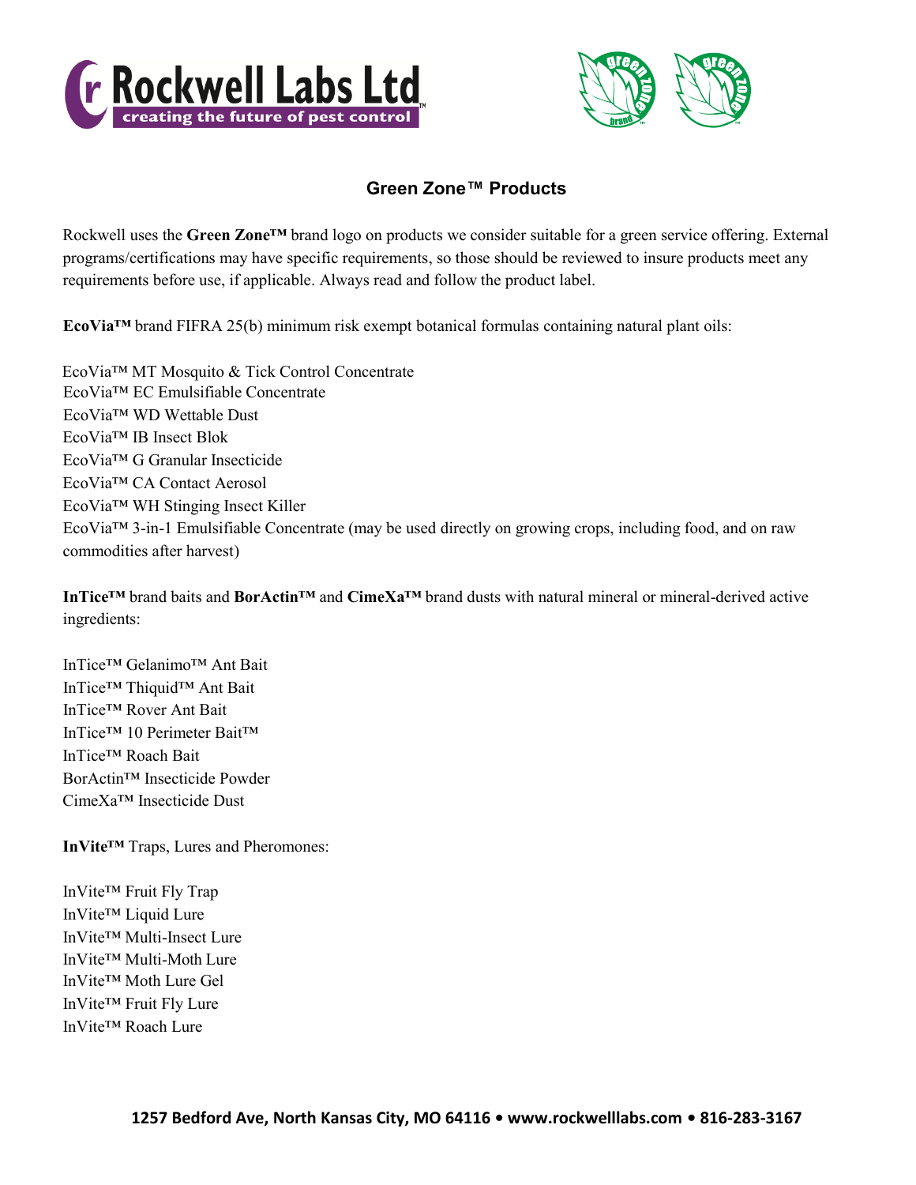# Green Zone™ Products

Rockwell uses the **Green Zone™** brand logo on products we consider suitable for a green service offering. External programs/certifications may have specific requirements, so those should be reviewed to insure products meet any requirements before use, if applicable. Always read and follow the product label.

**EcoVia™** brand FIFRA 25(b) minimum risk exempt botanical formulas containing natural plant oils:

EcoVia™ MT Mosquito & Tick Control Concentrate
EcoVia™ EC Emulsifiable Concentrate
EcoVia™ WD Wettable Dust
EcoVia™ IB Insect Blok
EcoVia™ G Granular Insecticide
EcoVia™ CA Contact Aerosol
EcoVia™ WH Stinging Insect Killer
EcoVia™ 3-in-1 Emulsifiable Concentrate (may be used directly on growing crops, including food, and on raw commodities after harvest)

**InTice™** brand baits and **BorActin™** and **CimeXa™** brand dusts with natural mineral or mineral-derived active ingredients:

InTice™ Gelanimo™ Ant Bait
InTice™ Thiquid™ Ant Bait
InTice™ Rover Ant Bait
InTice™ 10 Perimeter Bait™
InTice™ Roach Bait
BorActin™ Insecticide Powder
CimeXa™ Insecticide Dust

**InVite™** Traps, Lures and Pheromones:

InVite™ Fruit Fly Trap
InVite™ Liquid Lure
InVite™ Multi-Insect Lure
InVite™ Multi-Moth Lure
InVite™ Moth Lure Gel
InVite™ Fruit Fly Lure
InVite™ Roach Lure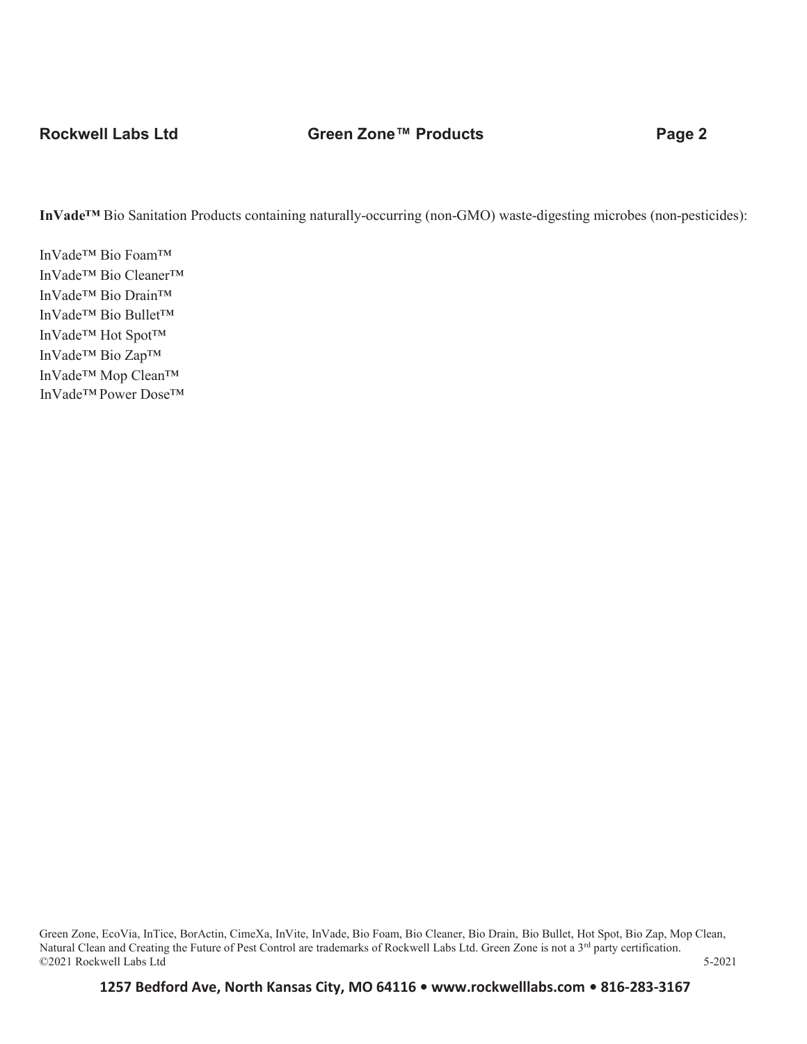**InVade™** Bio Sanitation Products containing naturally-occurring (non-GMO) waste-digesting microbes (non-pesticides):

InVade™ Bio Foam™
InVade™ Bio Cleaner™
InVade™ Bio Drain™
InVade™ Bio Bullet™
InVade™ Hot Spot™
InVade™ Bio Zap™
InVade™ Mop Clean™
InVade™ Power Dose™

Green Zone, EcoVia, InTice, BorActin, CimeXa, InVite, InVade, Bio Foam, Bio Cleaner, Bio Drain, Bio Bullet, Hot Spot, Bio Zap, Mop Clean, Natural Clean and Creating the Future of Pest Control are trademarks of Rockwell Labs Ltd. Green Zone is not a 3rd party certification.
©2021 Rockwell Labs Ltd 5-2021

**1257 Bedford Ave, North Kansas City, MO 64116 • www.rockwelllabs.com • 816-283-3167**